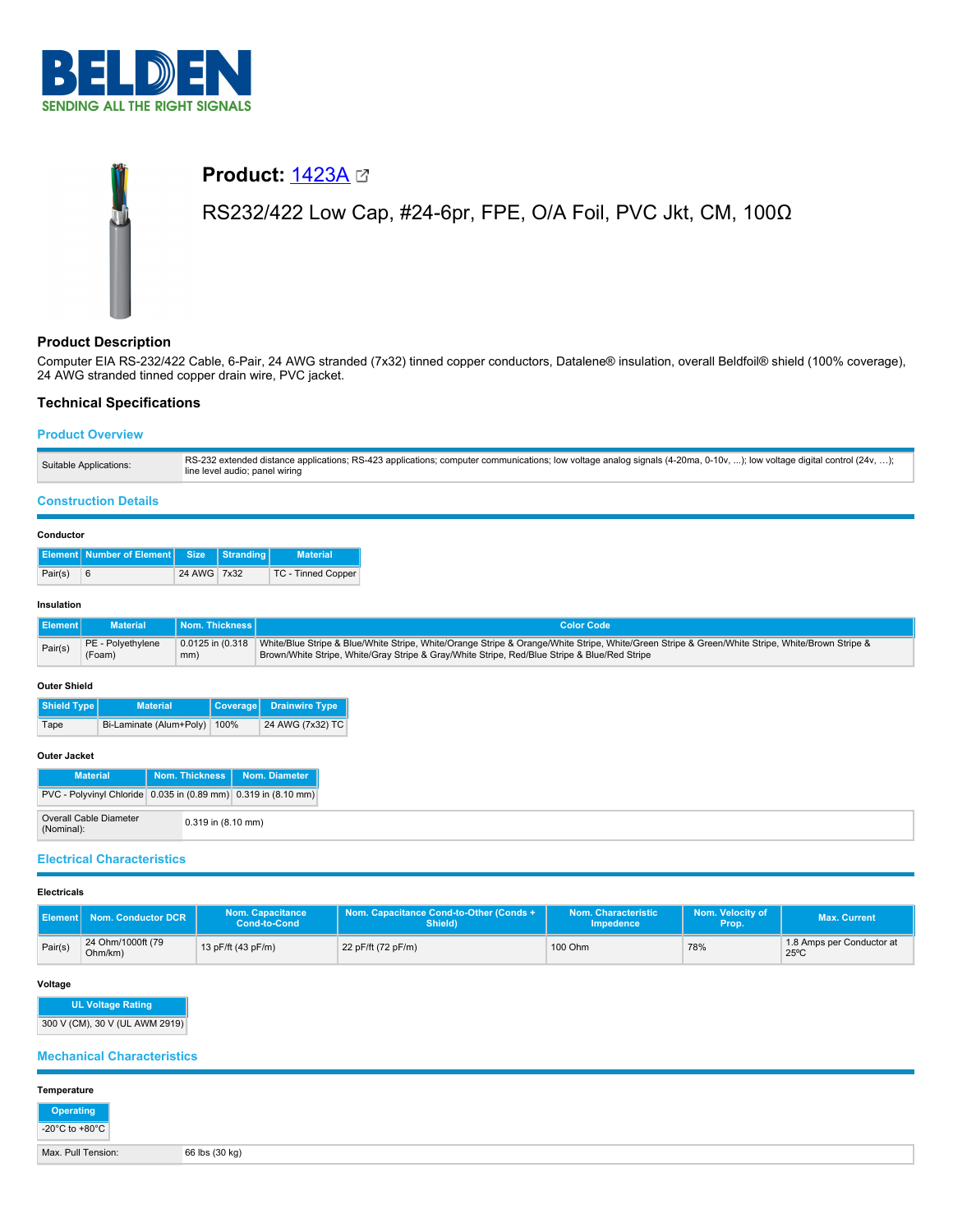# Product: 1423A

RS232/422 Low Cap, #24-6pr, FPE, O/A Foil, PVC Jkt, CM, 100Ω

## Product Description

Computer EIA RS-232/422 Cable, 6-Pair, 24 AWG stranded (7x32) tinned copper conductors, Datalene® insulation, overall Beldfoil® shield (100% coverage), 24 AWG stranded tinned copper drain wire, PVC jacket.

## Technical Specifications

### Product Overview

| | |
|---|---|
| Suitable Applications: | RS-232 extended distance applications; RS-423 applications; computer communications; low voltage analog signals (4-20ma, 0-10v, ...); low voltage digital control (24v, ...); line level audio; panel wiring |

### Construction Details

**Conductor**

| Element | Number of Element | Size | Stranding | Material |
|---|---|---|---|---|
| Pair(s) | 6 | 24 AWG | 7x32 | TC - Tinned Copper |

**Insulation**

| Element | Material | Nom. Thickness | Color Code |
|---|---|---|---|
| Pair(s) | PE - Polyethylene (Foam) | 0.0125 in (0.318 mm) | White/Blue Stripe & Blue/White Stripe, White/Orange Stripe & Orange/White Stripe, White/Green Stripe & Green/White Stripe, White/Brown Stripe & Brown/White Stripe, White/Gray Stripe & Gray/White Stripe, Red/Blue Stripe & Blue/Red Stripe |

**Outer Shield**

| Shield Type | Material | Coverage | Drainwire Type |
|---|---|---|---|
| Tape | Bi-Laminate (Alum+Poly) | 100% | 24 AWG (7x32) TC |

**Outer Jacket**

| Material | Nom. Thickness | Nom. Diameter |
|---|---|---|
| PVC - Polyvinyl Chloride | 0.035 in (0.89 mm) | 0.319 in (8.10 mm) |

| | |
|---|---|
| Overall Cable Diameter (Nominal): | 0.319 in (8.10 mm) |

### Electrical Characteristics

**Electricals**

| Element | Nom. Conductor DCR | Nom. Capacitance Cond-to-Cond | Nom. Capacitance Cond-to-Other (Conds + Shield) | Nom. Characteristic Impedence | Nom. Velocity of Prop. | Max. Current |
|---|---|---|---|---|---|---|
| Pair(s) | 24 Ohm/1000ft (79 Ohm/km) | 13 pF/ft (43 pF/m) | 22 pF/ft (72 pF/m) | 100 Ohm | 78% | 1.8 Amps per Conductor at 25ºC |

**Voltage**

| UL Voltage Rating |
|---|
| 300 V (CM), 30 V (UL AWM 2919) |

### Mechanical Characteristics

**Temperature**

| Operating |
|---|
| -20°C to +80°C |

| | |
|---|---|
| Max. Pull Tension: | 66 lbs (30 kg) |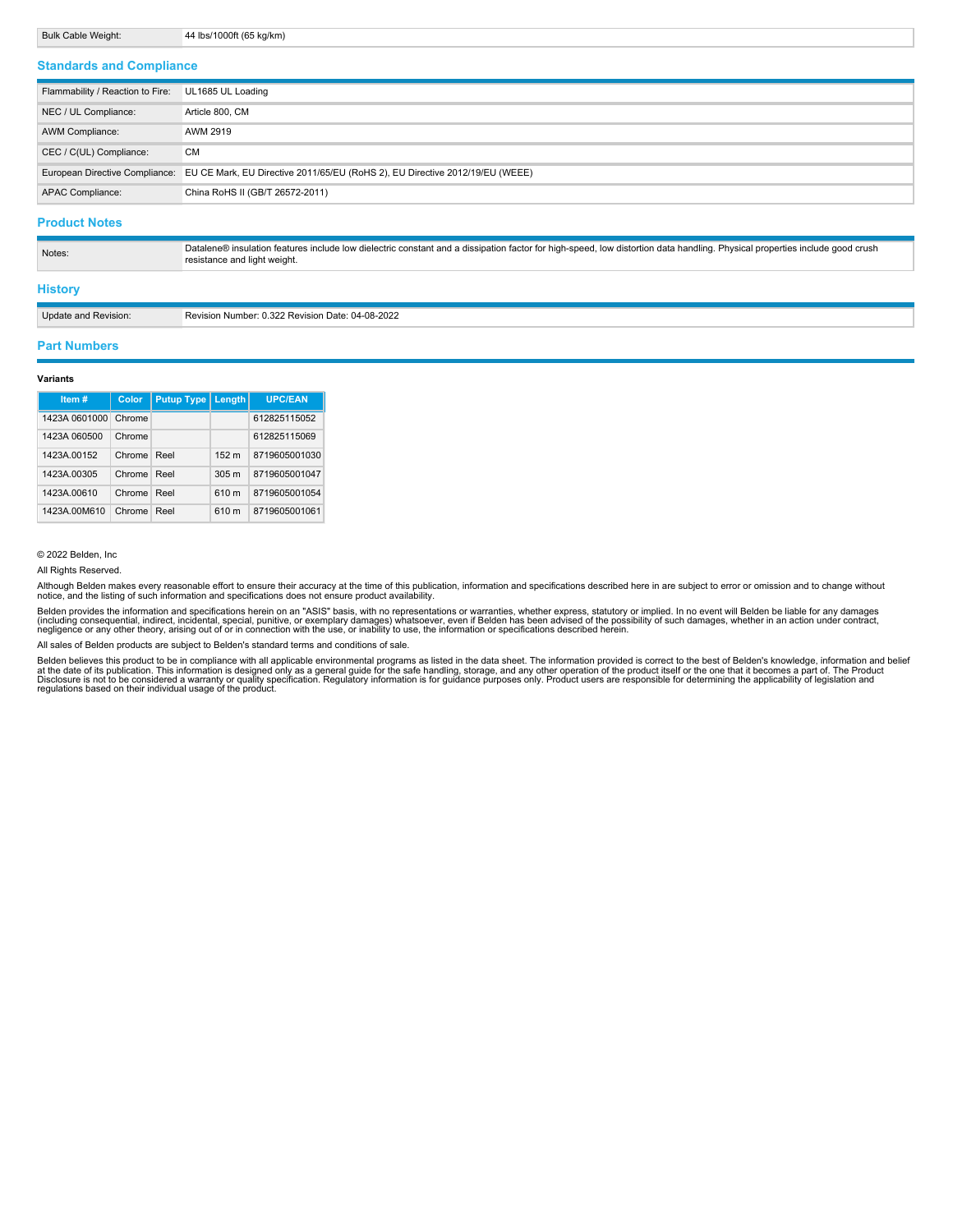| | |
|---|---|
| Bulk Cable Weight: | 44 lbs/1000ft (65 kg/km) |

## Standards and Compliance

| | |
|---|---|
| Flammability / Reaction to Fire: | UL1685 UL Loading |
| NEC / UL Compliance: | Article 800, CM |
| AWM Compliance: | AWM 2919 |
| CEC / C(UL) Compliance: | CM |
| European Directive Compliance: | EU CE Mark, EU Directive 2011/65/EU (RoHS 2), EU Directive 2012/19/EU (WEEE) |
| APAC Compliance: | China RoHS II (GB/T 26572-2011) |

## Product Notes

| | |
|---|---|
| Notes: | Datalene® insulation features include low dielectric constant and a dissipation factor for high-speed, low distortion data handling. Physical properties include good crush resistance and light weight. |

## History

| | |
|---|---|
| Update and Revision: | Revision Number: 0.322 Revision Date: 04-08-2022 |

## Part Numbers

**Variants**

| Item # | Color | Putup Type | Length | UPC/EAN |
|---|---|---|---|---|
| 1423A 0601000 | Chrome | | | 612825115052 |
| 1423A 060500 | Chrome | | | 612825115069 |
| 1423A.00152 | Chrome | Reel | 152 m | 8719605001030 |
| 1423A.00305 | Chrome | Reel | 305 m | 8719605001047 |
| 1423A.00610 | Chrome | Reel | 610 m | 8719605001054 |
| 1423A.00M610 | Chrome | Reel | 610 m | 8719605001061 |

© 2022 Belden, Inc

All Rights Reserved.

Although Belden makes every reasonable effort to ensure their accuracy at the time of this publication, information and specifications described here in are subject to error or omission and to change without notice, and the listing of such information and specifications does not ensure product availability.

Belden provides the information and specifications herein on an "ASIS" basis, with no representations or warranties, whether express, statutory or implied. In no event will Belden be liable for any damages (including consequential, indirect, incidental, special, punitive, or exemplary damages) whatsoever, even if Belden has been advised of the possibility of such damages, whether in an action under contract, negligence or any other theory, arising out of or in connection with the use, or inability to use, the information or specifications described herein.

All sales of Belden products are subject to Belden's standard terms and conditions of sale.

Belden believes this product to be in compliance with all applicable environmental programs as listed in the data sheet. The information provided is correct to the best of Belden's knowledge, information and belief at the date of its publication. This information is designed only as a general guide for the safe handling, storage, and any other operation of the product itself or the one that it becomes a part of. The Product Disclosure is not to be considered a warranty or quality specification. Regulatory information is for guidance purposes only. Product users are responsible for determining the applicability of legislation and regulations based on their individual usage of the product.